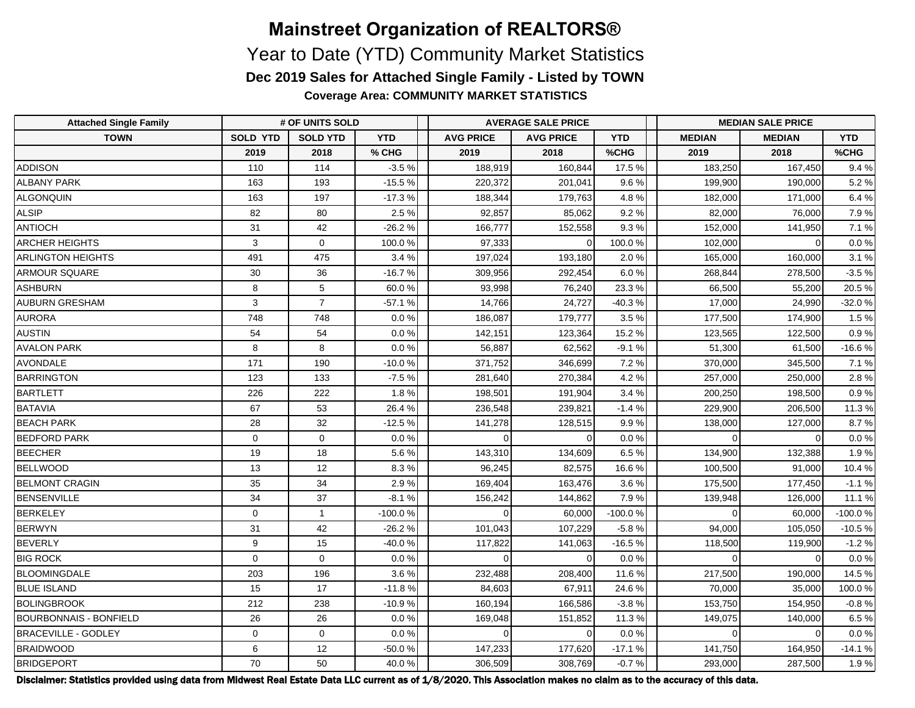# Mainstreet Organization of REALTORS®

## Year to Date (YTD) Community Market Statistics

### Dec 2019 Sales for Attached Single Family - Listed by TOWN

**Coverage Area: COMMUNITY MARKET STATISTICS**

| Attached Single Family | # OF UNITS SOLD | | | AVERAGE SALE PRICE | | | MEDIAN SALE PRICE | | |
|---|---|---|---|---|---|---|---|---|---|
| TOWN | SOLD YTD | SOLD YTD | YTD | AVG PRICE | AVG PRICE | YTD | MEDIAN | MEDIAN | YTD |
| | 2019 | 2018 | % CHG | 2019 | 2018 | %CHG | 2019 | 2018 | %CHG |
| ADDISON | 110 | 114 | -3.5 % | 188,919 | 160,844 | 17.5 % | 183,250 | 167,450 | 9.4 % |
| ALBANY PARK | 163 | 193 | -15.5 % | 220,372 | 201,041 | 9.6 % | 199,900 | 190,000 | 5.2 % |
| ALGONQUIN | 163 | 197 | -17.3 % | 188,344 | 179,763 | 4.8 % | 182,000 | 171,000 | 6.4 % |
| ALSIP | 82 | 80 | 2.5 % | 92,857 | 85,062 | 9.2 % | 82,000 | 76,000 | 7.9 % |
| ANTIOCH | 31 | 42 | -26.2 % | 166,777 | 152,558 | 9.3 % | 152,000 | 141,950 | 7.1 % |
| ARCHER HEIGHTS | 3 | 0 | 100.0 % | 97,333 | 0 | 100.0 % | 102,000 | 0 | 0.0 % |
| ARLINGTON HEIGHTS | 491 | 475 | 3.4 % | 197,024 | 193,180 | 2.0 % | 165,000 | 160,000 | 3.1 % |
| ARMOUR SQUARE | 30 | 36 | -16.7 % | 309,956 | 292,454 | 6.0 % | 268,844 | 278,500 | -3.5 % |
| ASHBURN | 8 | 5 | 60.0 % | 93,998 | 76,240 | 23.3 % | 66,500 | 55,200 | 20.5 % |
| AUBURN GRESHAM | 3 | 7 | -57.1 % | 14,766 | 24,727 | -40.3 % | 17,000 | 24,990 | -32.0 % |
| AURORA | 748 | 748 | 0.0 % | 186,087 | 179,777 | 3.5 % | 177,500 | 174,900 | 1.5 % |
| AUSTIN | 54 | 54 | 0.0 % | 142,151 | 123,364 | 15.2 % | 123,565 | 122,500 | 0.9 % |
| AVALON PARK | 8 | 8 | 0.0 % | 56,887 | 62,562 | -9.1 % | 51,300 | 61,500 | -16.6 % |
| AVONDALE | 171 | 190 | -10.0 % | 371,752 | 346,699 | 7.2 % | 370,000 | 345,500 | 7.1 % |
| BARRINGTON | 123 | 133 | -7.5 % | 281,640 | 270,384 | 4.2 % | 257,000 | 250,000 | 2.8 % |
| BARTLETT | 226 | 222 | 1.8 % | 198,501 | 191,904 | 3.4 % | 200,250 | 198,500 | 0.9 % |
| BATAVIA | 67 | 53 | 26.4 % | 236,548 | 239,821 | -1.4 % | 229,900 | 206,500 | 11.3 % |
| BEACH PARK | 28 | 32 | -12.5 % | 141,278 | 128,515 | 9.9 % | 138,000 | 127,000 | 8.7 % |
| BEDFORD PARK | 0 | 0 | 0.0 % | 0 | 0 | 0.0 % | 0 | 0 | 0.0 % |
| BEECHER | 19 | 18 | 5.6 % | 143,310 | 134,609 | 6.5 % | 134,900 | 132,388 | 1.9 % |
| BELLWOOD | 13 | 12 | 8.3 % | 96,245 | 82,575 | 16.6 % | 100,500 | 91,000 | 10.4 % |
| BELMONT CRAGIN | 35 | 34 | 2.9 % | 169,404 | 163,476 | 3.6 % | 175,500 | 177,450 | -1.1 % |
| BENSENVILLE | 34 | 37 | -8.1 % | 156,242 | 144,862 | 7.9 % | 139,948 | 126,000 | 11.1 % |
| BERKELEY | 0 | 1 | -100.0 % | 0 | 60,000 | -100.0 % | 0 | 60,000 | -100.0 % |
| BERWYN | 31 | 42 | -26.2 % | 101,043 | 107,229 | -5.8 % | 94,000 | 105,050 | -10.5 % |
| BEVERLY | 9 | 15 | -40.0 % | 117,822 | 141,063 | -16.5 % | 118,500 | 119,900 | -1.2 % |
| BIG ROCK | 0 | 0 | 0.0 % | 0 | 0 | 0.0 % | 0 | 0 | 0.0 % |
| BLOOMINGDALE | 203 | 196 | 3.6 % | 232,488 | 208,400 | 11.6 % | 217,500 | 190,000 | 14.5 % |
| BLUE ISLAND | 15 | 17 | -11.8 % | 84,603 | 67,911 | 24.6 % | 70,000 | 35,000 | 100.0 % |
| BOLINGBROOK | 212 | 238 | -10.9 % | 160,194 | 166,586 | -3.8 % | 153,750 | 154,950 | -0.8 % |
| BOURBONNAIS - BONFIELD | 26 | 26 | 0.0 % | 169,048 | 151,852 | 11.3 % | 149,075 | 140,000 | 6.5 % |
| BRACEVILLE - GODLEY | 0 | 0 | 0.0 % | 0 | 0 | 0.0 % | 0 | 0 | 0.0 % |
| BRAIDWOOD | 6 | 12 | -50.0 % | 147,233 | 177,620 | -17.1 % | 141,750 | 164,950 | -14.1 % |
| BRIDGEPORT | 70 | 50 | 40.0 % | 306,509 | 308,769 | -0.7 % | 293,000 | 287,500 | 1.9 % |

**Disclaimer: Statistics provided using data from Midwest Real Estate Data LLC current as of 1/8/2020. This Association makes no claim as to the accuracy of this data.**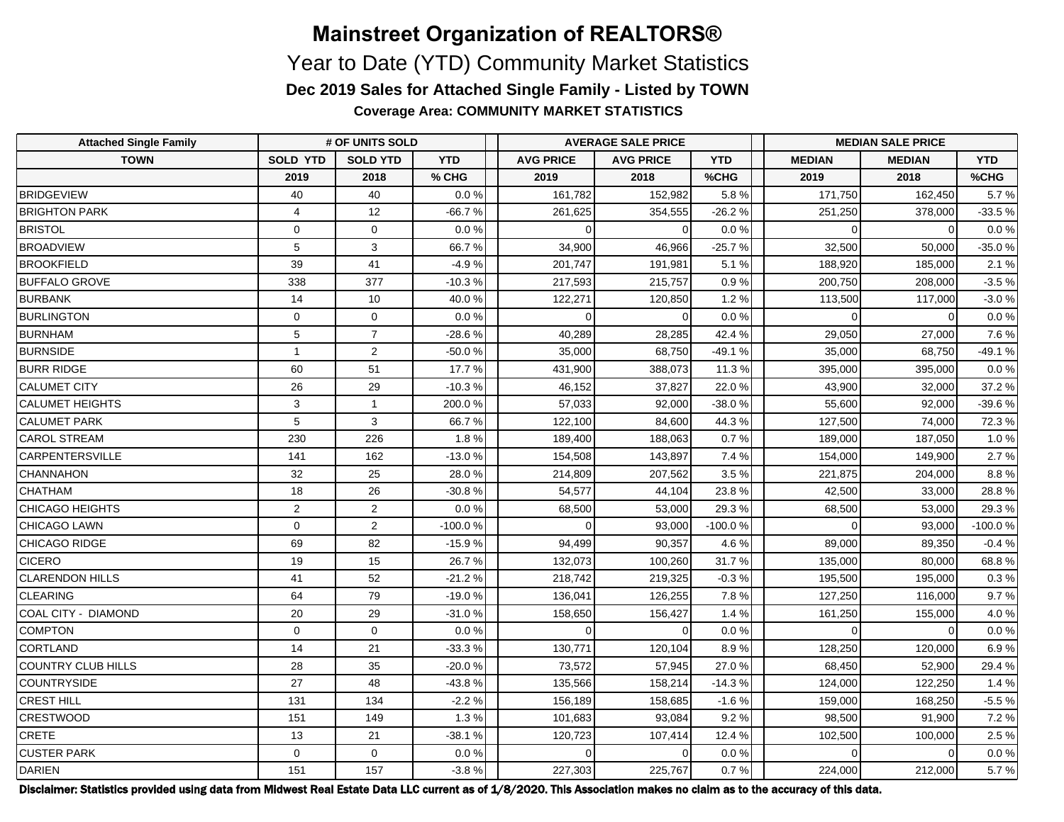# Mainstreet Organization of REALTORS®

## Year to Date (YTD) Community Market Statistics

### Dec 2019 Sales for Attached Single Family - Listed by TOWN

**Coverage Area: COMMUNITY MARKET STATISTICS**

| Attached Single Family | # OF UNITS SOLD | | | AVERAGE SALE PRICE | | | MEDIAN SALE PRICE | | |
|---|---|---|---|---|---|---|---|---|---|
| TOWN | SOLD YTD | SOLD YTD | YTD | AVG PRICE | AVG PRICE | YTD | MEDIAN | MEDIAN | YTD |
| | 2019 | 2018 | % CHG | 2019 | 2018 | %CHG | 2019 | 2018 | %CHG |
| BRIDGEVIEW | 40 | 40 | 0.0 % | 161,782 | 152,982 | 5.8 % | 171,750 | 162,450 | 5.7 % |
| BRIGHTON PARK | 4 | 12 | -66.7 % | 261,625 | 354,555 | -26.2 % | 251,250 | 378,000 | -33.5 % |
| BRISTOL | 0 | 0 | 0.0 % | 0 | 0 | 0.0 % | 0 | 0 | 0.0 % |
| BROADVIEW | 5 | 3 | 66.7 % | 34,900 | 46,966 | -25.7 % | 32,500 | 50,000 | -35.0 % |
| BROOKFIELD | 39 | 41 | -4.9 % | 201,747 | 191,981 | 5.1 % | 188,920 | 185,000 | 2.1 % |
| BUFFALO GROVE | 338 | 377 | -10.3 % | 217,593 | 215,757 | 0.9 % | 200,750 | 208,000 | -3.5 % |
| BURBANK | 14 | 10 | 40.0 % | 122,271 | 120,850 | 1.2 % | 113,500 | 117,000 | -3.0 % |
| BURLINGTON | 0 | 0 | 0.0 % | 0 | 0 | 0.0 % | 0 | 0 | 0.0 % |
| BURNHAM | 5 | 7 | -28.6 % | 40,289 | 28,285 | 42.4 % | 29,050 | 27,000 | 7.6 % |
| BURNSIDE | 1 | 2 | -50.0 % | 35,000 | 68,750 | -49.1 % | 35,000 | 68,750 | -49.1 % |
| BURR RIDGE | 60 | 51 | 17.7 % | 431,900 | 388,073 | 11.3 % | 395,000 | 395,000 | 0.0 % |
| CALUMET CITY | 26 | 29 | -10.3 % | 46,152 | 37,827 | 22.0 % | 43,900 | 32,000 | 37.2 % |
| CALUMET HEIGHTS | 3 | 1 | 200.0 % | 57,033 | 92,000 | -38.0 % | 55,600 | 92,000 | -39.6 % |
| CALUMET PARK | 5 | 3 | 66.7 % | 122,100 | 84,600 | 44.3 % | 127,500 | 74,000 | 72.3 % |
| CAROL STREAM | 230 | 226 | 1.8 % | 189,400 | 188,063 | 0.7 % | 189,000 | 187,050 | 1.0 % |
| CARPENTERSVILLE | 141 | 162 | -13.0 % | 154,508 | 143,897 | 7.4 % | 154,000 | 149,900 | 2.7 % |
| CHANNAHON | 32 | 25 | 28.0 % | 214,809 | 207,562 | 3.5 % | 221,875 | 204,000 | 8.8 % |
| CHATHAM | 18 | 26 | -30.8 % | 54,577 | 44,104 | 23.8 % | 42,500 | 33,000 | 28.8 % |
| CHICAGO HEIGHTS | 2 | 2 | 0.0 % | 68,500 | 53,000 | 29.3 % | 68,500 | 53,000 | 29.3 % |
| CHICAGO LAWN | 0 | 2 | -100.0 % | 0 | 93,000 | -100.0 % | 0 | 93,000 | -100.0 % |
| CHICAGO RIDGE | 69 | 82 | -15.9 % | 94,499 | 90,357 | 4.6 % | 89,000 | 89,350 | -0.4 % |
| CICERO | 19 | 15 | 26.7 % | 132,073 | 100,260 | 31.7 % | 135,000 | 80,000 | 68.8 % |
| CLARENDON HILLS | 41 | 52 | -21.2 % | 218,742 | 219,325 | -0.3 % | 195,500 | 195,000 | 0.3 % |
| CLEARING | 64 | 79 | -19.0 % | 136,041 | 126,255 | 7.8 % | 127,250 | 116,000 | 9.7 % |
| COAL CITY - DIAMOND | 20 | 29 | -31.0 % | 158,650 | 156,427 | 1.4 % | 161,250 | 155,000 | 4.0 % |
| COMPTON | 0 | 0 | 0.0 % | 0 | 0 | 0.0 % | 0 | 0 | 0.0 % |
| CORTLAND | 14 | 21 | -33.3 % | 130,771 | 120,104 | 8.9 % | 128,250 | 120,000 | 6.9 % |
| COUNTRY CLUB HILLS | 28 | 35 | -20.0 % | 73,572 | 57,945 | 27.0 % | 68,450 | 52,900 | 29.4 % |
| COUNTRYSIDE | 27 | 48 | -43.8 % | 135,566 | 158,214 | -14.3 % | 124,000 | 122,250 | 1.4 % |
| CREST HILL | 131 | 134 | -2.2 % | 156,189 | 158,685 | -1.6 % | 159,000 | 168,250 | -5.5 % |
| CRESTWOOD | 151 | 149 | 1.3 % | 101,683 | 93,084 | 9.2 % | 98,500 | 91,900 | 7.2 % |
| CRETE | 13 | 21 | -38.1 % | 120,723 | 107,414 | 12.4 % | 102,500 | 100,000 | 2.5 % |
| CUSTER PARK | 0 | 0 | 0.0 % | 0 | 0 | 0.0 % | 0 | 0 | 0.0 % |
| DARIEN | 151 | 157 | -3.8 % | 227,303 | 225,767 | 0.7 % | 224,000 | 212,000 | 5.7 % |

**Disclaimer: Statistics provided using data from Midwest Real Estate Data LLC current as of 1/8/2020. This Association makes no claim as to the accuracy of this data.**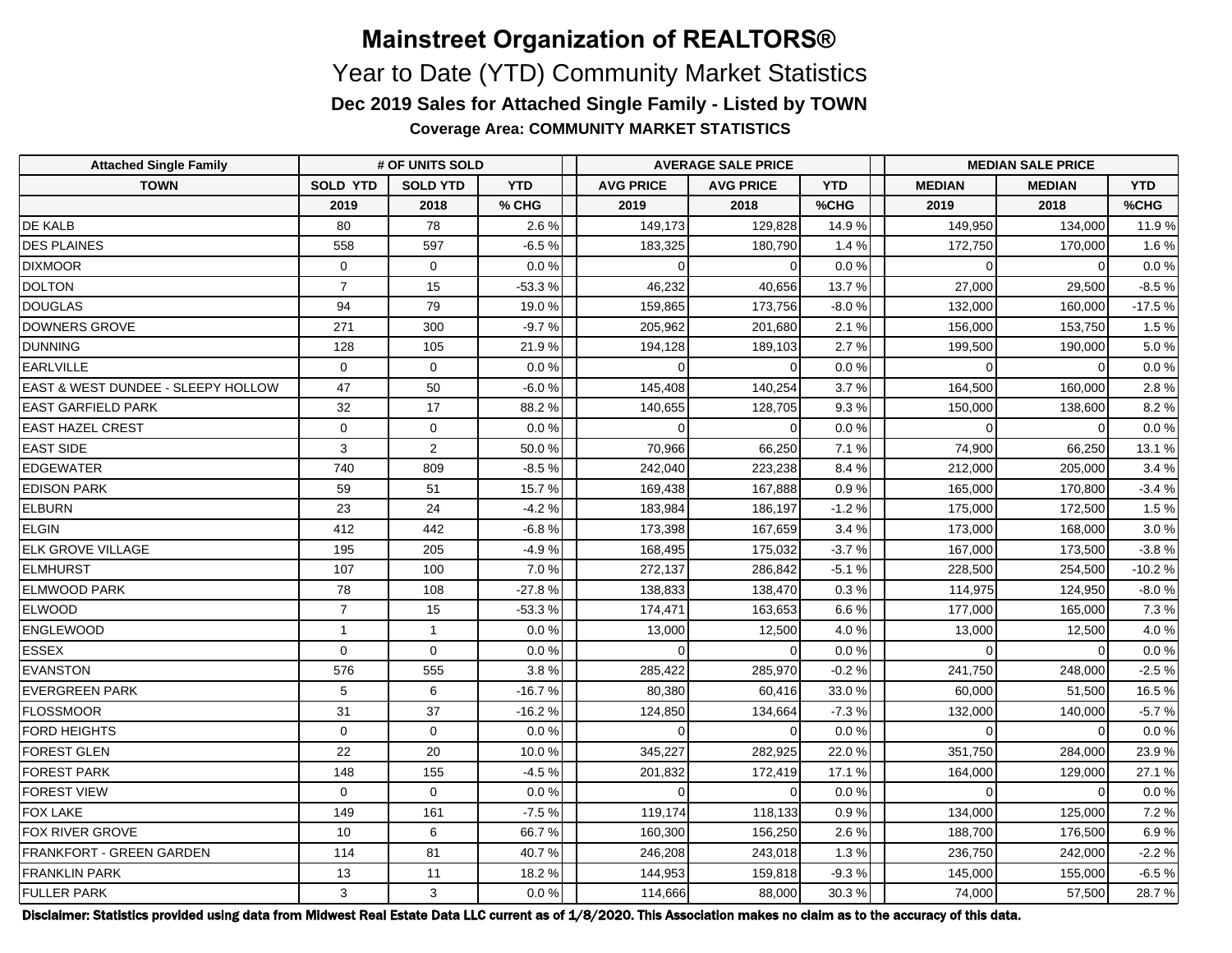# Mainstreet Organization of REALTORS®

## Year to Date (YTD) Community Market Statistics

### Dec 2019 Sales for Attached Single Family - Listed by TOWN

**Coverage Area: COMMUNITY MARKET STATISTICS**

| Attached Single Family | # OF UNITS SOLD | | | AVERAGE SALE PRICE | | | MEDIAN SALE PRICE | | |
|---|---|---|---|---|---|---|---|---|---|
| TOWN | SOLD YTD | SOLD YTD | YTD | AVG PRICE | AVG PRICE | YTD | MEDIAN | MEDIAN | YTD |
| | 2019 | 2018 | % CHG | 2019 | 2018 | %CHG | 2019 | 2018 | %CHG |
| DE KALB | 80 | 78 | 2.6 % | 149,173 | 129,828 | 14.9 % | 149,950 | 134,000 | 11.9 % |
| DES PLAINES | 558 | 597 | -6.5 % | 183,325 | 180,790 | 1.4 % | 172,750 | 170,000 | 1.6 % |
| DIXMOOR | 0 | 0 | 0.0 % | 0 | 0 | 0.0 % | 0 | 0 | 0.0 % |
| DOLTON | 7 | 15 | -53.3 % | 46,232 | 40,656 | 13.7 % | 27,000 | 29,500 | -8.5 % |
| DOUGLAS | 94 | 79 | 19.0 % | 159,865 | 173,756 | -8.0 % | 132,000 | 160,000 | -17.5 % |
| DOWNERS GROVE | 271 | 300 | -9.7 % | 205,962 | 201,680 | 2.1 % | 156,000 | 153,750 | 1.5 % |
| DUNNING | 128 | 105 | 21.9 % | 194,128 | 189,103 | 2.7 % | 199,500 | 190,000 | 5.0 % |
| EARLVILLE | 0 | 0 | 0.0 % | 0 | 0 | 0.0 % | 0 | 0 | 0.0 % |
| EAST & WEST DUNDEE - SLEEPY HOLLOW | 47 | 50 | -6.0 % | 145,408 | 140,254 | 3.7 % | 164,500 | 160,000 | 2.8 % |
| EAST GARFIELD PARK | 32 | 17 | 88.2 % | 140,655 | 128,705 | 9.3 % | 150,000 | 138,600 | 8.2 % |
| EAST HAZEL CREST | 0 | 0 | 0.0 % | 0 | 0 | 0.0 % | 0 | 0 | 0.0 % |
| EAST SIDE | 3 | 2 | 50.0 % | 70,966 | 66,250 | 7.1 % | 74,900 | 66,250 | 13.1 % |
| EDGEWATER | 740 | 809 | -8.5 % | 242,040 | 223,238 | 8.4 % | 212,000 | 205,000 | 3.4 % |
| EDISON PARK | 59 | 51 | 15.7 % | 169,438 | 167,888 | 0.9 % | 165,000 | 170,800 | -3.4 % |
| ELBURN | 23 | 24 | -4.2 % | 183,984 | 186,197 | -1.2 % | 175,000 | 172,500 | 1.5 % |
| ELGIN | 412 | 442 | -6.8 % | 173,398 | 167,659 | 3.4 % | 173,000 | 168,000 | 3.0 % |
| ELK GROVE VILLAGE | 195 | 205 | -4.9 % | 168,495 | 175,032 | -3.7 % | 167,000 | 173,500 | -3.8 % |
| ELMHURST | 107 | 100 | 7.0 % | 272,137 | 286,842 | -5.1 % | 228,500 | 254,500 | -10.2 % |
| ELMWOOD PARK | 78 | 108 | -27.8 % | 138,833 | 138,470 | 0.3 % | 114,975 | 124,950 | -8.0 % |
| ELWOOD | 7 | 15 | -53.3 % | 174,471 | 163,653 | 6.6 % | 177,000 | 165,000 | 7.3 % |
| ENGLEWOOD | 1 | 1 | 0.0 % | 13,000 | 12,500 | 4.0 % | 13,000 | 12,500 | 4.0 % |
| ESSEX | 0 | 0 | 0.0 % | 0 | 0 | 0.0 % | 0 | 0 | 0.0 % |
| EVANSTON | 576 | 555 | 3.8 % | 285,422 | 285,970 | -0.2 % | 241,750 | 248,000 | -2.5 % |
| EVERGREEN PARK | 5 | 6 | -16.7 % | 80,380 | 60,416 | 33.0 % | 60,000 | 51,500 | 16.5 % |
| FLOSSMOOR | 31 | 37 | -16.2 % | 124,850 | 134,664 | -7.3 % | 132,000 | 140,000 | -5.7 % |
| FORD HEIGHTS | 0 | 0 | 0.0 % | 0 | 0 | 0.0 % | 0 | 0 | 0.0 % |
| FOREST GLEN | 22 | 20 | 10.0 % | 345,227 | 282,925 | 22.0 % | 351,750 | 284,000 | 23.9 % |
| FOREST PARK | 148 | 155 | -4.5 % | 201,832 | 172,419 | 17.1 % | 164,000 | 129,000 | 27.1 % |
| FOREST VIEW | 0 | 0 | 0.0 % | 0 | 0 | 0.0 % | 0 | 0 | 0.0 % |
| FOX LAKE | 149 | 161 | -7.5 % | 119,174 | 118,133 | 0.9 % | 134,000 | 125,000 | 7.2 % |
| FOX RIVER GROVE | 10 | 6 | 66.7 % | 160,300 | 156,250 | 2.6 % | 188,700 | 176,500 | 6.9 % |
| FRANKFORT - GREEN GARDEN | 114 | 81 | 40.7 % | 246,208 | 243,018 | 1.3 % | 236,750 | 242,000 | -2.2 % |
| FRANKLIN PARK | 13 | 11 | 18.2 % | 144,953 | 159,818 | -9.3 % | 145,000 | 155,000 | -6.5 % |
| FULLER PARK | 3 | 3 | 0.0 % | 114,666 | 88,000 | 30.3 % | 74,000 | 57,500 | 28.7 % |

**Disclaimer: Statistics provided using data from Midwest Real Estate Data LLC current as of 1/8/2020. This Association makes no claim as to the accuracy of this data.**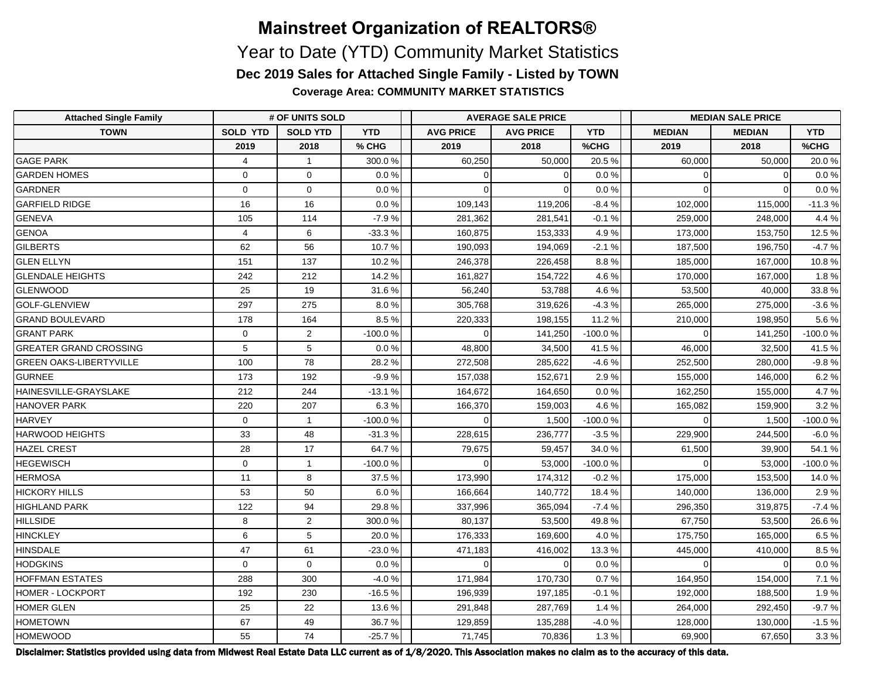# Mainstreet Organization of REALTORS®

## Year to Date (YTD) Community Market Statistics

### Dec 2019 Sales for Attached Single Family - Listed by TOWN

**Coverage Area: COMMUNITY MARKET STATISTICS**

| Attached Single Family | # OF UNITS SOLD | | | AVERAGE SALE PRICE | | | MEDIAN SALE PRICE | | |
|---|---|---|---|---|---|---|---|---|---|
| TOWN | SOLD YTD | SOLD YTD | YTD | AVG PRICE | AVG PRICE | YTD | MEDIAN | MEDIAN | YTD |
| | 2019 | 2018 | % CHG | 2019 | 2018 | %CHG | 2019 | 2018 | %CHG |
| GAGE PARK | 4 | 1 | 300.0 % | 60,250 | 50,000 | 20.5 % | 60,000 | 50,000 | 20.0 % |
| GARDEN HOMES | 0 | 0 | 0.0 % | 0 | 0 | 0.0 % | 0 | 0 | 0.0 % |
| GARDNER | 0 | 0 | 0.0 % | 0 | 0 | 0.0 % | 0 | 0 | 0.0 % |
| GARFIELD RIDGE | 16 | 16 | 0.0 % | 109,143 | 119,206 | -8.4 % | 102,000 | 115,000 | -11.3 % |
| GENEVA | 105 | 114 | -7.9 % | 281,362 | 281,541 | -0.1 % | 259,000 | 248,000 | 4.4 % |
| GENOA | 4 | 6 | -33.3 % | 160,875 | 153,333 | 4.9 % | 173,000 | 153,750 | 12.5 % |
| GILBERTS | 62 | 56 | 10.7 % | 190,093 | 194,069 | -2.1 % | 187,500 | 196,750 | -4.7 % |
| GLEN ELLYN | 151 | 137 | 10.2 % | 246,378 | 226,458 | 8.8 % | 185,000 | 167,000 | 10.8 % |
| GLENDALE HEIGHTS | 242 | 212 | 14.2 % | 161,827 | 154,722 | 4.6 % | 170,000 | 167,000 | 1.8 % |
| GLENWOOD | 25 | 19 | 31.6 % | 56,240 | 53,788 | 4.6 % | 53,500 | 40,000 | 33.8 % |
| GOLF-GLENVIEW | 297 | 275 | 8.0 % | 305,768 | 319,626 | -4.3 % | 265,000 | 275,000 | -3.6 % |
| GRAND BOULEVARD | 178 | 164 | 8.5 % | 220,333 | 198,155 | 11.2 % | 210,000 | 198,950 | 5.6 % |
| GRANT PARK | 0 | 2 | -100.0 % | 0 | 141,250 | -100.0 % | 0 | 141,250 | -100.0 % |
| GREATER GRAND CROSSING | 5 | 5 | 0.0 % | 48,800 | 34,500 | 41.5 % | 46,000 | 32,500 | 41.5 % |
| GREEN OAKS-LIBERTYVILLE | 100 | 78 | 28.2 % | 272,508 | 285,622 | -4.6 % | 252,500 | 280,000 | -9.8 % |
| GURNEE | 173 | 192 | -9.9 % | 157,038 | 152,671 | 2.9 % | 155,000 | 146,000 | 6.2 % |
| HAINESVILLE-GRAYSLAKE | 212 | 244 | -13.1 % | 164,672 | 164,650 | 0.0 % | 162,250 | 155,000 | 4.7 % |
| HANOVER PARK | 220 | 207 | 6.3 % | 166,370 | 159,003 | 4.6 % | 165,082 | 159,900 | 3.2 % |
| HARVEY | 0 | 1 | -100.0 % | 0 | 1,500 | -100.0 % | 0 | 1,500 | -100.0 % |
| HARWOOD HEIGHTS | 33 | 48 | -31.3 % | 228,615 | 236,777 | -3.5 % | 229,900 | 244,500 | -6.0 % |
| HAZEL CREST | 28 | 17 | 64.7 % | 79,675 | 59,457 | 34.0 % | 61,500 | 39,900 | 54.1 % |
| HEGEWISCH | 0 | 1 | -100.0 % | 0 | 53,000 | -100.0 % | 0 | 53,000 | -100.0 % |
| HERMOSA | 11 | 8 | 37.5 % | 173,990 | 174,312 | -0.2 % | 175,000 | 153,500 | 14.0 % |
| HICKORY HILLS | 53 | 50 | 6.0 % | 166,664 | 140,772 | 18.4 % | 140,000 | 136,000 | 2.9 % |
| HIGHLAND PARK | 122 | 94 | 29.8 % | 337,996 | 365,094 | -7.4 % | 296,350 | 319,875 | -7.4 % |
| HILLSIDE | 8 | 2 | 300.0 % | 80,137 | 53,500 | 49.8 % | 67,750 | 53,500 | 26.6 % |
| HINCKLEY | 6 | 5 | 20.0 % | 176,333 | 169,600 | 4.0 % | 175,750 | 165,000 | 6.5 % |
| HINSDALE | 47 | 61 | -23.0 % | 471,183 | 416,002 | 13.3 % | 445,000 | 410,000 | 8.5 % |
| HODGKINS | 0 | 0 | 0.0 % | 0 | 0 | 0.0 % | 0 | 0 | 0.0 % |
| HOFFMAN ESTATES | 288 | 300 | -4.0 % | 171,984 | 170,730 | 0.7 % | 164,950 | 154,000 | 7.1 % |
| HOMER - LOCKPORT | 192 | 230 | -16.5 % | 196,939 | 197,185 | -0.1 % | 192,000 | 188,500 | 1.9 % |
| HOMER GLEN | 25 | 22 | 13.6 % | 291,848 | 287,769 | 1.4 % | 264,000 | 292,450 | -9.7 % |
| HOMETOWN | 67 | 49 | 36.7 % | 129,859 | 135,288 | -4.0 % | 128,000 | 130,000 | -1.5 % |
| HOMEWOOD | 55 | 74 | -25.7 % | 71,745 | 70,836 | 1.3 % | 69,900 | 67,650 | 3.3 % |

**Disclaimer: Statistics provided using data from Midwest Real Estate Data LLC current as of 1/8/2020. This Association makes no claim as to the accuracy of this data.**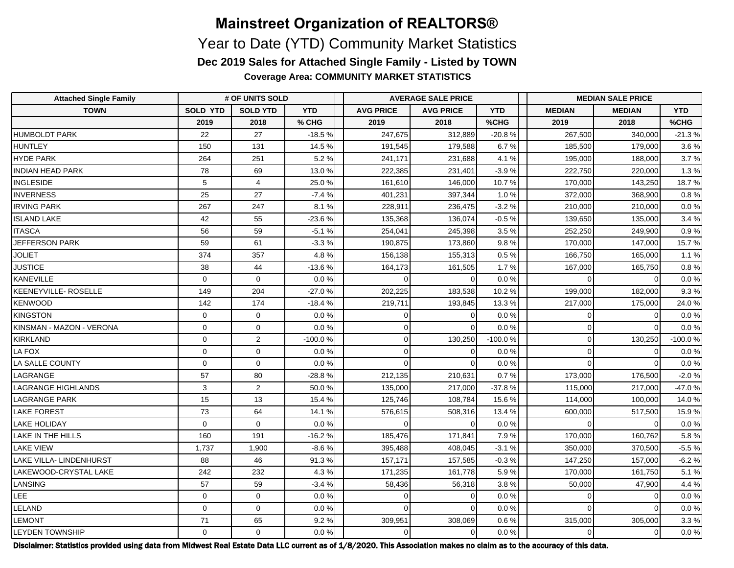# Mainstreet Organization of REALTORS®

## Year to Date (YTD) Community Market Statistics

### Dec 2019 Sales for Attached Single Family - Listed by TOWN

**Coverage Area: COMMUNITY MARKET STATISTICS**

| Attached Single Family | # OF UNITS SOLD | | | AVERAGE SALE PRICE | | | MEDIAN SALE PRICE | | |
|---|---|---|---|---|---|---|---|---|---|
| TOWN | SOLD YTD | SOLD YTD | YTD | AVG PRICE | AVG PRICE | YTD | MEDIAN | MEDIAN | YTD |
| | 2019 | 2018 | % CHG | 2019 | 2018 | %CHG | 2019 | 2018 | %CHG |
| HUMBOLDT PARK | 22 | 27 | -18.5 % | 247,675 | 312,889 | -20.8 % | 267,500 | 340,000 | -21.3 % |
| HUNTLEY | 150 | 131 | 14.5 % | 191,545 | 179,588 | 6.7 % | 185,500 | 179,000 | 3.6 % |
| HYDE PARK | 264 | 251 | 5.2 % | 241,171 | 231,688 | 4.1 % | 195,000 | 188,000 | 3.7 % |
| INDIAN HEAD PARK | 78 | 69 | 13.0 % | 222,385 | 231,401 | -3.9 % | 222,750 | 220,000 | 1.3 % |
| INGLESIDE | 5 | 4 | 25.0 % | 161,610 | 146,000 | 10.7 % | 170,000 | 143,250 | 18.7 % |
| INVERNESS | 25 | 27 | -7.4 % | 401,231 | 397,344 | 1.0 % | 372,000 | 368,900 | 0.8 % |
| IRVING PARK | 267 | 247 | 8.1 % | 228,911 | 236,475 | -3.2 % | 210,000 | 210,000 | 0.0 % |
| ISLAND LAKE | 42 | 55 | -23.6 % | 135,368 | 136,074 | -0.5 % | 139,650 | 135,000 | 3.4 % |
| ITASCA | 56 | 59 | -5.1 % | 254,041 | 245,398 | 3.5 % | 252,250 | 249,900 | 0.9 % |
| JEFFERSON PARK | 59 | 61 | -3.3 % | 190,875 | 173,860 | 9.8 % | 170,000 | 147,000 | 15.7 % |
| JOLIET | 374 | 357 | 4.8 % | 156,138 | 155,313 | 0.5 % | 166,750 | 165,000 | 1.1 % |
| JUSTICE | 38 | 44 | -13.6 % | 164,173 | 161,505 | 1.7 % | 167,000 | 165,750 | 0.8 % |
| KANEVILLE | 0 | 0 | 0.0 % | 0 | 0 | 0.0 % | 0 | 0 | 0.0 % |
| KEENEYVILLE- ROSELLE | 149 | 204 | -27.0 % | 202,225 | 183,538 | 10.2 % | 199,000 | 182,000 | 9.3 % |
| KENWOOD | 142 | 174 | -18.4 % | 219,711 | 193,845 | 13.3 % | 217,000 | 175,000 | 24.0 % |
| KINGSTON | 0 | 0 | 0.0 % | 0 | 0 | 0.0 % | 0 | 0 | 0.0 % |
| KINSMAN - MAZON - VERONA | 0 | 0 | 0.0 % | 0 | 0 | 0.0 % | 0 | 0 | 0.0 % |
| KIRKLAND | 0 | 2 | -100.0 % | 0 | 130,250 | -100.0 % | 0 | 130,250 | -100.0 % |
| LA FOX | 0 | 0 | 0.0 % | 0 | 0 | 0.0 % | 0 | 0 | 0.0 % |
| LA SALLE COUNTY | 0 | 0 | 0.0 % | 0 | 0 | 0.0 % | 0 | 0 | 0.0 % |
| LAGRANGE | 57 | 80 | -28.8 % | 212,135 | 210,631 | 0.7 % | 173,000 | 176,500 | -2.0 % |
| LAGRANGE HIGHLANDS | 3 | 2 | 50.0 % | 135,000 | 217,000 | -37.8 % | 115,000 | 217,000 | -47.0 % |
| LAGRANGE PARK | 15 | 13 | 15.4 % | 125,746 | 108,784 | 15.6 % | 114,000 | 100,000 | 14.0 % |
| LAKE FOREST | 73 | 64 | 14.1 % | 576,615 | 508,316 | 13.4 % | 600,000 | 517,500 | 15.9 % |
| LAKE HOLIDAY | 0 | 0 | 0.0 % | 0 | 0 | 0.0 % | 0 | 0 | 0.0 % |
| LAKE IN THE HILLS | 160 | 191 | -16.2 % | 185,476 | 171,841 | 7.9 % | 170,000 | 160,762 | 5.8 % |
| LAKE VIEW | 1,737 | 1,900 | -8.6 % | 395,488 | 408,045 | -3.1 % | 350,000 | 370,500 | -5.5 % |
| LAKE VILLA- LINDENHURST | 88 | 46 | 91.3 % | 157,171 | 157,585 | -0.3 % | 147,250 | 157,000 | -6.2 % |
| LAKEWOOD-CRYSTAL LAKE | 242 | 232 | 4.3 % | 171,235 | 161,778 | 5.9 % | 170,000 | 161,750 | 5.1 % |
| LANSING | 57 | 59 | -3.4 % | 58,436 | 56,318 | 3.8 % | 50,000 | 47,900 | 4.4 % |
| LEE | 0 | 0 | 0.0 % | 0 | 0 | 0.0 % | 0 | 0 | 0.0 % |
| LELAND | 0 | 0 | 0.0 % | 0 | 0 | 0.0 % | 0 | 0 | 0.0 % |
| LEMONT | 71 | 65 | 9.2 % | 309,951 | 308,069 | 0.6 % | 315,000 | 305,000 | 3.3 % |
| LEYDEN TOWNSHIP | 0 | 0 | 0.0 % | 0 | 0 | 0.0 % | 0 | 0 | 0.0 % |

**Disclaimer: Statistics provided using data from Midwest Real Estate Data LLC current as of 1/8/2020. This Association makes no claim as to the accuracy of this data.**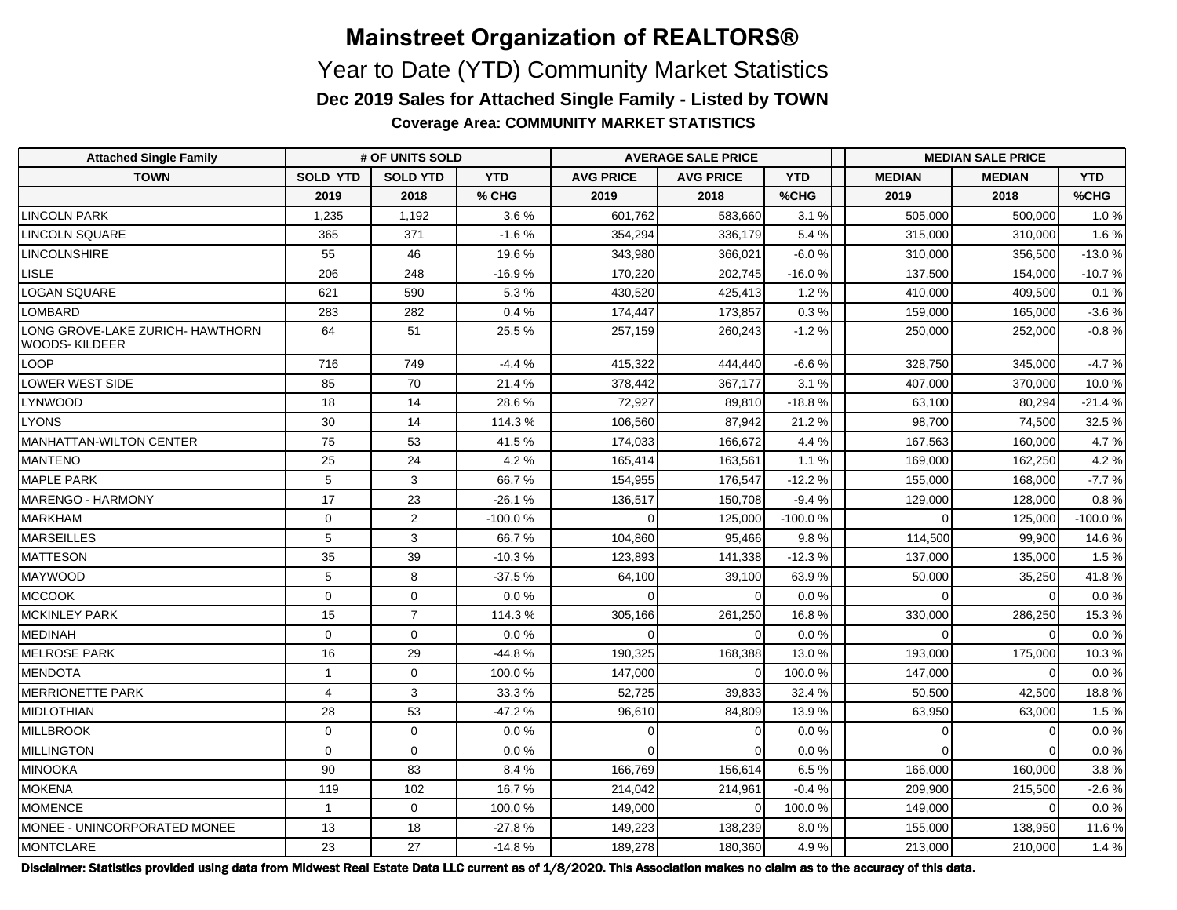# Mainstreet Organization of REALTORS®

## Year to Date (YTD) Community Market Statistics

### Dec 2019 Sales for Attached Single Family - Listed by TOWN

**Coverage Area: COMMUNITY MARKET STATISTICS**

| Attached Single Family | # OF UNITS SOLD | | | AVERAGE SALE PRICE | | | MEDIAN SALE PRICE | | |
|---|---|---|---|---|---|---|---|---|---|
| TOWN | SOLD YTD | SOLD YTD | YTD | AVG PRICE | AVG PRICE | YTD | MEDIAN | MEDIAN | YTD |
| | 2019 | 2018 | % CHG | 2019 | 2018 | %CHG | 2019 | 2018 | %CHG |
| LINCOLN PARK | 1,235 | 1,192 | 3.6 % | 601,762 | 583,660 | 3.1 % | 505,000 | 500,000 | 1.0 % |
| LINCOLN SQUARE | 365 | 371 | -1.6 % | 354,294 | 336,179 | 5.4 % | 315,000 | 310,000 | 1.6 % |
| LINCOLNSHIRE | 55 | 46 | 19.6 % | 343,980 | 366,021 | -6.0 % | 310,000 | 356,500 | -13.0 % |
| LISLE | 206 | 248 | -16.9 % | 170,220 | 202,745 | -16.0 % | 137,500 | 154,000 | -10.7 % |
| LOGAN SQUARE | 621 | 590 | 5.3 % | 430,520 | 425,413 | 1.2 % | 410,000 | 409,500 | 0.1 % |
| LOMBARD | 283 | 282 | 0.4 % | 174,447 | 173,857 | 0.3 % | 159,000 | 165,000 | -3.6 % |
| LONG GROVE-LAKE ZURICH- HAWTHORN WOODS- KILDEER | 64 | 51 | 25.5 % | 257,159 | 260,243 | -1.2 % | 250,000 | 252,000 | -0.8 % |
| LOOP | 716 | 749 | -4.4 % | 415,322 | 444,440 | -6.6 % | 328,750 | 345,000 | -4.7 % |
| LOWER WEST SIDE | 85 | 70 | 21.4 % | 378,442 | 367,177 | 3.1 % | 407,000 | 370,000 | 10.0 % |
| LYNWOOD | 18 | 14 | 28.6 % | 72,927 | 89,810 | -18.8 % | 63,100 | 80,294 | -21.4 % |
| LYONS | 30 | 14 | 114.3 % | 106,560 | 87,942 | 21.2 % | 98,700 | 74,500 | 32.5 % |
| MANHATTAN-WILTON CENTER | 75 | 53 | 41.5 % | 174,033 | 166,672 | 4.4 % | 167,563 | 160,000 | 4.7 % |
| MANTENO | 25 | 24 | 4.2 % | 165,414 | 163,561 | 1.1 % | 169,000 | 162,250 | 4.2 % |
| MAPLE PARK | 5 | 3 | 66.7 % | 154,955 | 176,547 | -12.2 % | 155,000 | 168,000 | -7.7 % |
| MARENGO - HARMONY | 17 | 23 | -26.1 % | 136,517 | 150,708 | -9.4 % | 129,000 | 128,000 | 0.8 % |
| MARKHAM | 0 | 2 | -100.0 % | 0 | 125,000 | -100.0 % | 0 | 125,000 | -100.0 % |
| MARSEILLES | 5 | 3 | 66.7 % | 104,860 | 95,466 | 9.8 % | 114,500 | 99,900 | 14.6 % |
| MATTESON | 35 | 39 | -10.3 % | 123,893 | 141,338 | -12.3 % | 137,000 | 135,000 | 1.5 % |
| MAYWOOD | 5 | 8 | -37.5 % | 64,100 | 39,100 | 63.9 % | 50,000 | 35,250 | 41.8 % |
| MCCOOK | 0 | 0 | 0.0 % | 0 | 0 | 0.0 % | 0 | 0 | 0.0 % |
| MCKINLEY PARK | 15 | 7 | 114.3 % | 305,166 | 261,250 | 16.8 % | 330,000 | 286,250 | 15.3 % |
| MEDINAH | 0 | 0 | 0.0 % | 0 | 0 | 0.0 % | 0 | 0 | 0.0 % |
| MELROSE PARK | 16 | 29 | -44.8 % | 190,325 | 168,388 | 13.0 % | 193,000 | 175,000 | 10.3 % |
| MENDOTA | 1 | 0 | 100.0 % | 147,000 | 0 | 100.0 % | 147,000 | 0 | 0.0 % |
| MERRIONETTE PARK | 4 | 3 | 33.3 % | 52,725 | 39,833 | 32.4 % | 50,500 | 42,500 | 18.8 % |
| MIDLOTHIAN | 28 | 53 | -47.2 % | 96,610 | 84,809 | 13.9 % | 63,950 | 63,000 | 1.5 % |
| MILLBROOK | 0 | 0 | 0.0 % | 0 | 0 | 0.0 % | 0 | 0 | 0.0 % |
| MILLINGTON | 0 | 0 | 0.0 % | 0 | 0 | 0.0 % | 0 | 0 | 0.0 % |
| MINOOKA | 90 | 83 | 8.4 % | 166,769 | 156,614 | 6.5 % | 166,000 | 160,000 | 3.8 % |
| MOKENA | 119 | 102 | 16.7 % | 214,042 | 214,961 | -0.4 % | 209,900 | 215,500 | -2.6 % |
| MOMENCE | 1 | 0 | 100.0 % | 149,000 | 0 | 100.0 % | 149,000 | 0 | 0.0 % |
| MONEE - UNINCORPORATED MONEE | 13 | 18 | -27.8 % | 149,223 | 138,239 | 8.0 % | 155,000 | 138,950 | 11.6 % |
| MONTCLARE | 23 | 27 | -14.8 % | 189,278 | 180,360 | 4.9 % | 213,000 | 210,000 | 1.4 % |

**Disclaimer: Statistics provided using data from Midwest Real Estate Data LLC current as of 1/8/2020. This Association makes no claim as to the accuracy of this data.**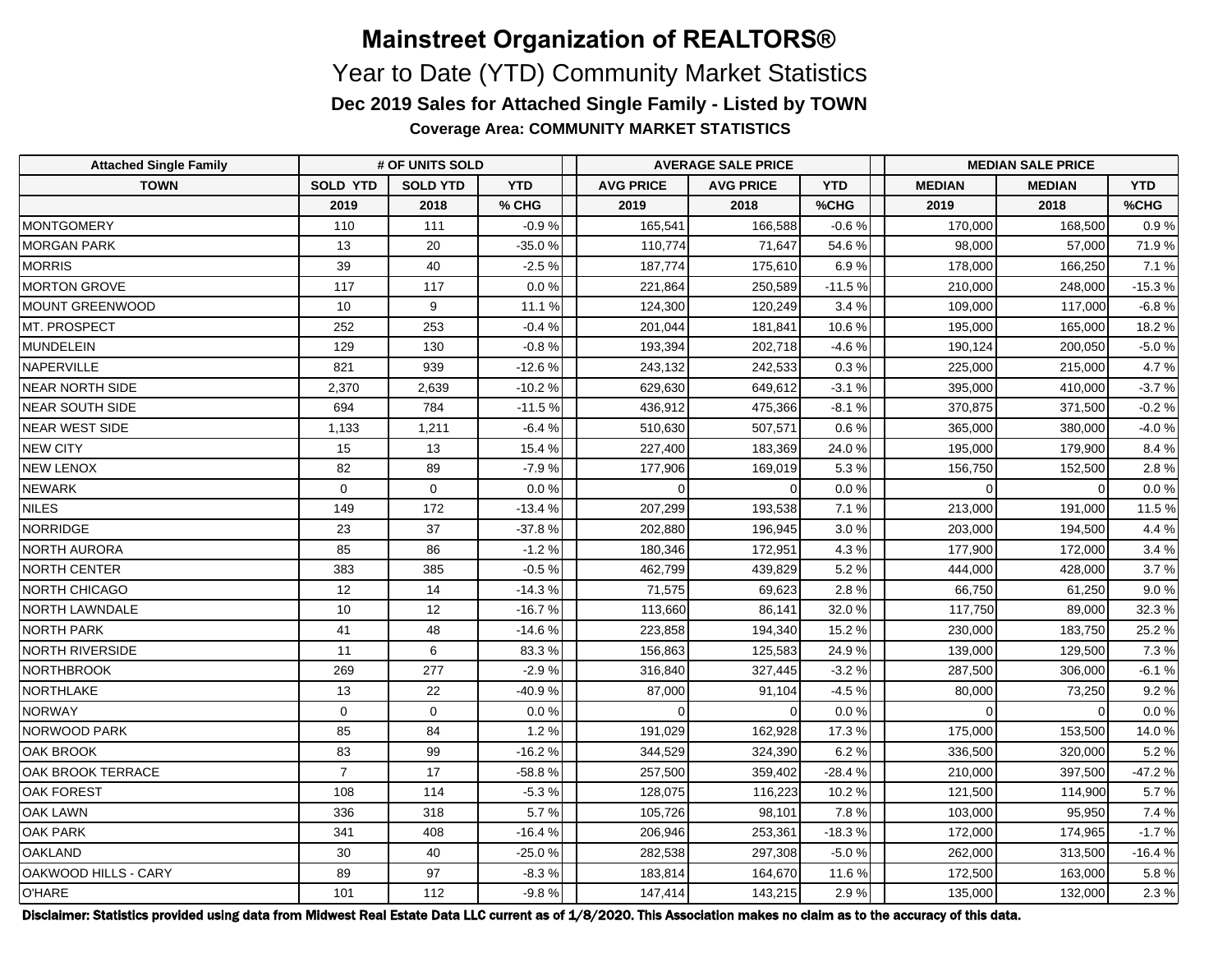# Mainstreet Organization of REALTORS®

## Year to Date (YTD) Community Market Statistics

### Dec 2019 Sales for Attached Single Family - Listed by TOWN

**Coverage Area: COMMUNITY MARKET STATISTICS**

| Attached Single Family | # OF UNITS SOLD | | | AVERAGE SALE PRICE | | | MEDIAN SALE PRICE | | |
|---|---|---|---|---|---|---|---|---|---|
| TOWN | SOLD YTD | SOLD YTD | YTD | AVG PRICE | AVG PRICE | YTD | MEDIAN | MEDIAN | YTD |
| | 2019 | 2018 | % CHG | 2019 | 2018 | %CHG | 2019 | 2018 | %CHG |
| MONTGOMERY | 110 | 111 | -0.9 % | 165,541 | 166,588 | -0.6 % | 170,000 | 168,500 | 0.9 % |
| MORGAN PARK | 13 | 20 | -35.0 % | 110,774 | 71,647 | 54.6 % | 98,000 | 57,000 | 71.9 % |
| MORRIS | 39 | 40 | -2.5 % | 187,774 | 175,610 | 6.9 % | 178,000 | 166,250 | 7.1 % |
| MORTON GROVE | 117 | 117 | 0.0 % | 221,864 | 250,589 | -11.5 % | 210,000 | 248,000 | -15.3 % |
| MOUNT GREENWOOD | 10 | 9 | 11.1 % | 124,300 | 120,249 | 3.4 % | 109,000 | 117,000 | -6.8 % |
| MT. PROSPECT | 252 | 253 | -0.4 % | 201,044 | 181,841 | 10.6 % | 195,000 | 165,000 | 18.2 % |
| MUNDELEIN | 129 | 130 | -0.8 % | 193,394 | 202,718 | -4.6 % | 190,124 | 200,050 | -5.0 % |
| NAPERVILLE | 821 | 939 | -12.6 % | 243,132 | 242,533 | 0.3 % | 225,000 | 215,000 | 4.7 % |
| NEAR NORTH SIDE | 2,370 | 2,639 | -10.2 % | 629,630 | 649,612 | -3.1 % | 395,000 | 410,000 | -3.7 % |
| NEAR SOUTH SIDE | 694 | 784 | -11.5 % | 436,912 | 475,366 | -8.1 % | 370,875 | 371,500 | -0.2 % |
| NEAR WEST SIDE | 1,133 | 1,211 | -6.4 % | 510,630 | 507,571 | 0.6 % | 365,000 | 380,000 | -4.0 % |
| NEW CITY | 15 | 13 | 15.4 % | 227,400 | 183,369 | 24.0 % | 195,000 | 179,900 | 8.4 % |
| NEW LENOX | 82 | 89 | -7.9 % | 177,906 | 169,019 | 5.3 % | 156,750 | 152,500 | 2.8 % |
| NEWARK | 0 | 0 | 0.0 % | 0 | 0 | 0.0 % | 0 | 0 | 0.0 % |
| NILES | 149 | 172 | -13.4 % | 207,299 | 193,538 | 7.1 % | 213,000 | 191,000 | 11.5 % |
| NORRIDGE | 23 | 37 | -37.8 % | 202,880 | 196,945 | 3.0 % | 203,000 | 194,500 | 4.4 % |
| NORTH AURORA | 85 | 86 | -1.2 % | 180,346 | 172,951 | 4.3 % | 177,900 | 172,000 | 3.4 % |
| NORTH CENTER | 383 | 385 | -0.5 % | 462,799 | 439,829 | 5.2 % | 444,000 | 428,000 | 3.7 % |
| NORTH CHICAGO | 12 | 14 | -14.3 % | 71,575 | 69,623 | 2.8 % | 66,750 | 61,250 | 9.0 % |
| NORTH LAWNDALE | 10 | 12 | -16.7 % | 113,660 | 86,141 | 32.0 % | 117,750 | 89,000 | 32.3 % |
| NORTH PARK | 41 | 48 | -14.6 % | 223,858 | 194,340 | 15.2 % | 230,000 | 183,750 | 25.2 % |
| NORTH RIVERSIDE | 11 | 6 | 83.3 % | 156,863 | 125,583 | 24.9 % | 139,000 | 129,500 | 7.3 % |
| NORTHBROOK | 269 | 277 | -2.9 % | 316,840 | 327,445 | -3.2 % | 287,500 | 306,000 | -6.1 % |
| NORTHLAKE | 13 | 22 | -40.9 % | 87,000 | 91,104 | -4.5 % | 80,000 | 73,250 | 9.2 % |
| NORWAY | 0 | 0 | 0.0 % | 0 | 0 | 0.0 % | 0 | 0 | 0.0 % |
| NORWOOD PARK | 85 | 84 | 1.2 % | 191,029 | 162,928 | 17.3 % | 175,000 | 153,500 | 14.0 % |
| OAK BROOK | 83 | 99 | -16.2 % | 344,529 | 324,390 | 6.2 % | 336,500 | 320,000 | 5.2 % |
| OAK BROOK TERRACE | 7 | 17 | -58.8 % | 257,500 | 359,402 | -28.4 % | 210,000 | 397,500 | -47.2 % |
| OAK FOREST | 108 | 114 | -5.3 % | 128,075 | 116,223 | 10.2 % | 121,500 | 114,900 | 5.7 % |
| OAK LAWN | 336 | 318 | 5.7 % | 105,726 | 98,101 | 7.8 % | 103,000 | 95,950 | 7.4 % |
| OAK PARK | 341 | 408 | -16.4 % | 206,946 | 253,361 | -18.3 % | 172,000 | 174,965 | -1.7 % |
| OAKLAND | 30 | 40 | -25.0 % | 282,538 | 297,308 | -5.0 % | 262,000 | 313,500 | -16.4 % |
| OAKWOOD HILLS - CARY | 89 | 97 | -8.3 % | 183,814 | 164,670 | 11.6 % | 172,500 | 163,000 | 5.8 % |
| O'HARE | 101 | 112 | -9.8 % | 147,414 | 143,215 | 2.9 % | 135,000 | 132,000 | 2.3 % |

**Disclaimer: Statistics provided using data from Midwest Real Estate Data LLC current as of 1/8/2020. This Association makes no claim as to the accuracy of this data.**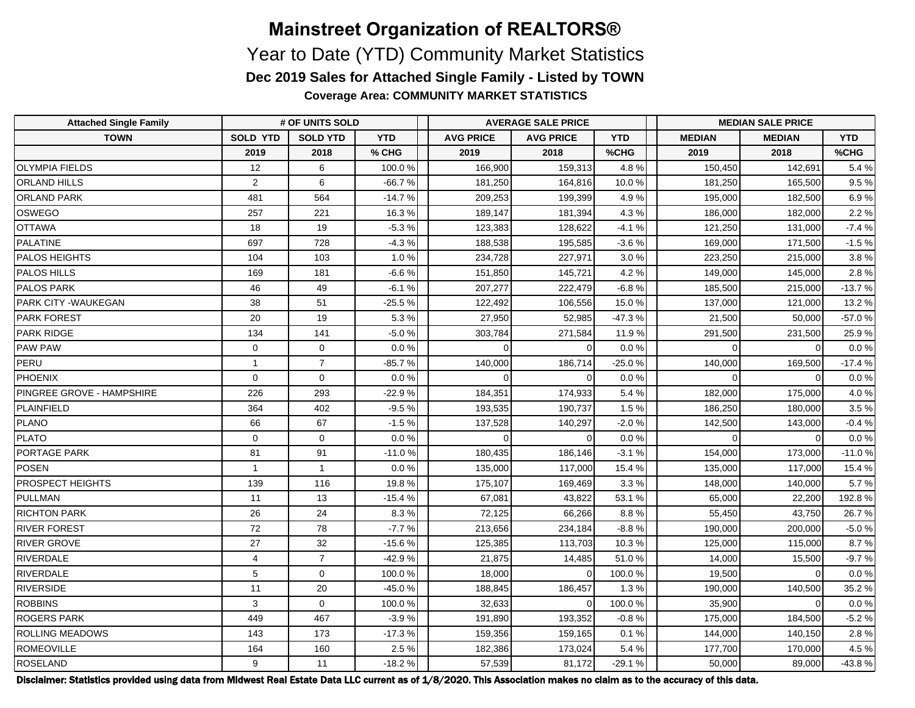# Mainstreet Organization of REALTORS®

## Year to Date (YTD) Community Market Statistics

### Dec 2019 Sales for Attached Single Family - Listed by TOWN

**Coverage Area: COMMUNITY MARKET STATISTICS**

| Attached Single Family | # OF UNITS SOLD | | | AVERAGE SALE PRICE | | | MEDIAN SALE PRICE | | |
|---|---|---|---|---|---|---|---|---|---|
| TOWN | SOLD YTD | SOLD YTD | YTD | AVG PRICE | AVG PRICE | YTD | MEDIAN | MEDIAN | YTD |
| | 2019 | 2018 | % CHG | 2019 | 2018 | %CHG | 2019 | 2018 | %CHG |
| OLYMPIA FIELDS | 12 | 6 | 100.0 % | 166,900 | 159,313 | 4.8 % | 150,450 | 142,691 | 5.4 % |
| ORLAND HILLS | 2 | 6 | -66.7 % | 181,250 | 164,816 | 10.0 % | 181,250 | 165,500 | 9.5 % |
| ORLAND PARK | 481 | 564 | -14.7 % | 209,253 | 199,399 | 4.9 % | 195,000 | 182,500 | 6.9 % |
| OSWEGO | 257 | 221 | 16.3 % | 189,147 | 181,394 | 4.3 % | 186,000 | 182,000 | 2.2 % |
| OTTAWA | 18 | 19 | -5.3 % | 123,383 | 128,622 | -4.1 % | 121,250 | 131,000 | -7.4 % |
| PALATINE | 697 | 728 | -4.3 % | 188,538 | 195,585 | -3.6 % | 169,000 | 171,500 | -1.5 % |
| PALOS HEIGHTS | 104 | 103 | 1.0 % | 234,728 | 227,971 | 3.0 % | 223,250 | 215,000 | 3.8 % |
| PALOS HILLS | 169 | 181 | -6.6 % | 151,850 | 145,721 | 4.2 % | 149,000 | 145,000 | 2.8 % |
| PALOS PARK | 46 | 49 | -6.1 % | 207,277 | 222,479 | -6.8 % | 185,500 | 215,000 | -13.7 % |
| PARK CITY -WAUKEGAN | 38 | 51 | -25.5 % | 122,492 | 106,556 | 15.0 % | 137,000 | 121,000 | 13.2 % |
| PARK FOREST | 20 | 19 | 5.3 % | 27,950 | 52,985 | -47.3 % | 21,500 | 50,000 | -57.0 % |
| PARK RIDGE | 134 | 141 | -5.0 % | 303,784 | 271,584 | 11.9 % | 291,500 | 231,500 | 25.9 % |
| PAW PAW | 0 | 0 | 0.0 % | 0 | 0 | 0.0 % | 0 | 0 | 0.0 % |
| PERU | 1 | 7 | -85.7 % | 140,000 | 186,714 | -25.0 % | 140,000 | 169,500 | -17.4 % |
| PHOENIX | 0 | 0 | 0.0 % | 0 | 0 | 0.0 % | 0 | 0 | 0.0 % |
| PINGREE GROVE - HAMPSHIRE | 226 | 293 | -22.9 % | 184,351 | 174,933 | 5.4 % | 182,000 | 175,000 | 4.0 % |
| PLAINFIELD | 364 | 402 | -9.5 % | 193,535 | 190,737 | 1.5 % | 186,250 | 180,000 | 3.5 % |
| PLANO | 66 | 67 | -1.5 % | 137,528 | 140,297 | -2.0 % | 142,500 | 143,000 | -0.4 % |
| PLATO | 0 | 0 | 0.0 % | 0 | 0 | 0.0 % | 0 | 0 | 0.0 % |
| PORTAGE PARK | 81 | 91 | -11.0 % | 180,435 | 186,146 | -3.1 % | 154,000 | 173,000 | -11.0 % |
| POSEN | 1 | 1 | 0.0 % | 135,000 | 117,000 | 15.4 % | 135,000 | 117,000 | 15.4 % |
| PROSPECT HEIGHTS | 139 | 116 | 19.8 % | 175,107 | 169,469 | 3.3 % | 148,000 | 140,000 | 5.7 % |
| PULLMAN | 11 | 13 | -15.4 % | 67,081 | 43,822 | 53.1 % | 65,000 | 22,200 | 192.8 % |
| RICHTON PARK | 26 | 24 | 8.3 % | 72,125 | 66,266 | 8.8 % | 55,450 | 43,750 | 26.7 % |
| RIVER FOREST | 72 | 78 | -7.7 % | 213,656 | 234,184 | -8.8 % | 190,000 | 200,000 | -5.0 % |
| RIVER GROVE | 27 | 32 | -15.6 % | 125,385 | 113,703 | 10.3 % | 125,000 | 115,000 | 8.7 % |
| RIVERDALE | 4 | 7 | -42.9 % | 21,875 | 14,485 | 51.0 % | 14,000 | 15,500 | -9.7 % |
| RIVERDALE | 5 | 0 | 100.0 % | 18,000 | 0 | 100.0 % | 19,500 | 0 | 0.0 % |
| RIVERSIDE | 11 | 20 | -45.0 % | 188,845 | 186,457 | 1.3 % | 190,000 | 140,500 | 35.2 % |
| ROBBINS | 3 | 0 | 100.0 % | 32,633 | 0 | 100.0 % | 35,900 | 0 | 0.0 % |
| ROGERS PARK | 449 | 467 | -3.9 % | 191,890 | 193,352 | -0.8 % | 175,000 | 184,500 | -5.2 % |
| ROLLING MEADOWS | 143 | 173 | -17.3 % | 159,356 | 159,165 | 0.1 % | 144,000 | 140,150 | 2.8 % |
| ROMEOVILLE | 164 | 160 | 2.5 % | 182,386 | 173,024 | 5.4 % | 177,700 | 170,000 | 4.5 % |
| ROSELAND | 9 | 11 | -18.2 % | 57,539 | 81,172 | -29.1 % | 50,000 | 89,000 | -43.8 % |

**Disclaimer: Statistics provided using data from Midwest Real Estate Data LLC current as of 1/8/2020. This Association makes no claim as to the accuracy of this data.**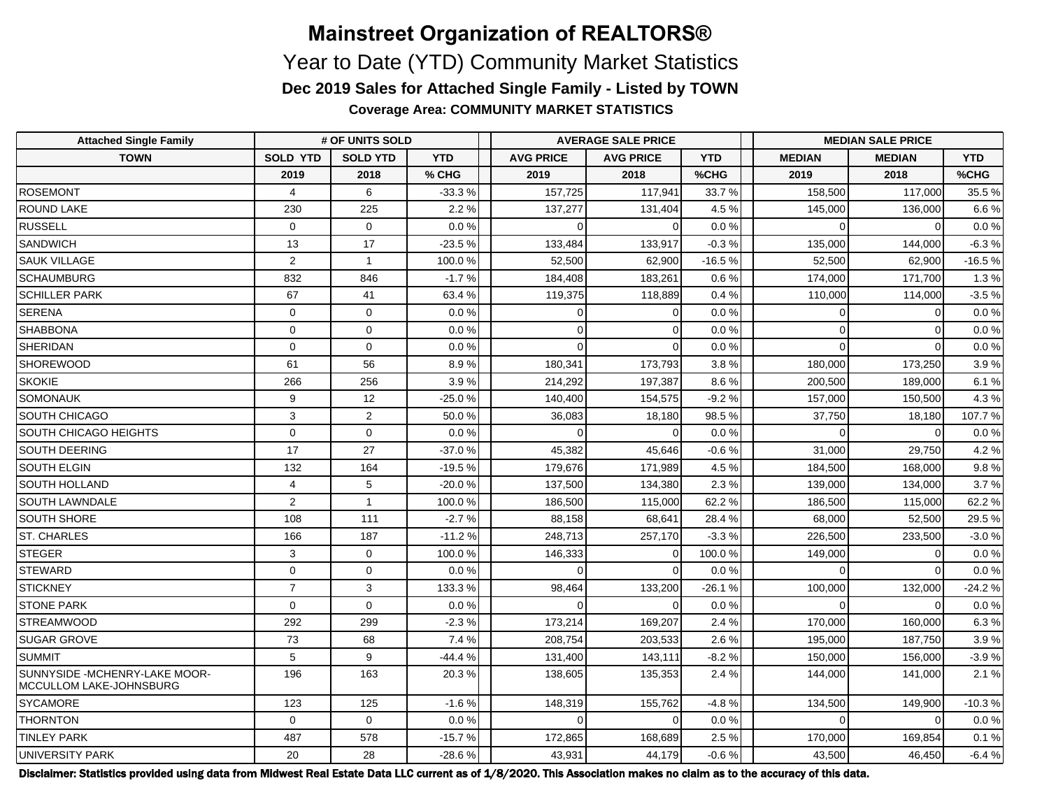# Mainstreet Organization of REALTORS®

## Year to Date (YTD) Community Market Statistics

### Dec 2019 Sales for Attached Single Family - Listed by TOWN

**Coverage Area: COMMUNITY MARKET STATISTICS**

| Attached Single Family | # OF UNITS SOLD | | | AVERAGE SALE PRICE | | | MEDIAN SALE PRICE | | |
|---|---|---|---|---|---|---|---|---|---|
| TOWN | SOLD YTD | SOLD YTD | YTD | AVG PRICE | AVG PRICE | YTD | MEDIAN | MEDIAN | YTD |
| | 2019 | 2018 | % CHG | 2019 | 2018 | %CHG | 2019 | 2018 | %CHG |
| ROSEMONT | 4 | 6 | -33.3 % | 157,725 | 117,941 | 33.7 % | 158,500 | 117,000 | 35.5 % |
| ROUND LAKE | 230 | 225 | 2.2 % | 137,277 | 131,404 | 4.5 % | 145,000 | 136,000 | 6.6 % |
| RUSSELL | 0 | 0 | 0.0 % | 0 | 0 | 0.0 % | 0 | 0 | 0.0 % |
| SANDWICH | 13 | 17 | -23.5 % | 133,484 | 133,917 | -0.3 % | 135,000 | 144,000 | -6.3 % |
| SAUK VILLAGE | 2 | 1 | 100.0 % | 52,500 | 62,900 | -16.5 % | 52,500 | 62,900 | -16.5 % |
| SCHAUMBURG | 832 | 846 | -1.7 % | 184,408 | 183,261 | 0.6 % | 174,000 | 171,700 | 1.3 % |
| SCHILLER PARK | 67 | 41 | 63.4 % | 119,375 | 118,889 | 0.4 % | 110,000 | 114,000 | -3.5 % |
| SERENA | 0 | 0 | 0.0 % | 0 | 0 | 0.0 % | 0 | 0 | 0.0 % |
| SHABBONA | 0 | 0 | 0.0 % | 0 | 0 | 0.0 % | 0 | 0 | 0.0 % |
| SHERIDAN | 0 | 0 | 0.0 % | 0 | 0 | 0.0 % | 0 | 0 | 0.0 % |
| SHOREWOOD | 61 | 56 | 8.9 % | 180,341 | 173,793 | 3.8 % | 180,000 | 173,250 | 3.9 % |
| SKOKIE | 266 | 256 | 3.9 % | 214,292 | 197,387 | 8.6 % | 200,500 | 189,000 | 6.1 % |
| SOMONAUK | 9 | 12 | -25.0 % | 140,400 | 154,575 | -9.2 % | 157,000 | 150,500 | 4.3 % |
| SOUTH CHICAGO | 3 | 2 | 50.0 % | 36,083 | 18,180 | 98.5 % | 37,750 | 18,180 | 107.7 % |
| SOUTH CHICAGO HEIGHTS | 0 | 0 | 0.0 % | 0 | 0 | 0.0 % | 0 | 0 | 0.0 % |
| SOUTH DEERING | 17 | 27 | -37.0 % | 45,382 | 45,646 | -0.6 % | 31,000 | 29,750 | 4.2 % |
| SOUTH ELGIN | 132 | 164 | -19.5 % | 179,676 | 171,989 | 4.5 % | 184,500 | 168,000 | 9.8 % |
| SOUTH HOLLAND | 4 | 5 | -20.0 % | 137,500 | 134,380 | 2.3 % | 139,000 | 134,000 | 3.7 % |
| SOUTH LAWNDALE | 2 | 1 | 100.0 % | 186,500 | 115,000 | 62.2 % | 186,500 | 115,000 | 62.2 % |
| SOUTH SHORE | 108 | 111 | -2.7 % | 88,158 | 68,641 | 28.4 % | 68,000 | 52,500 | 29.5 % |
| ST. CHARLES | 166 | 187 | -11.2 % | 248,713 | 257,170 | -3.3 % | 226,500 | 233,500 | -3.0 % |
| STEGER | 3 | 0 | 100.0 % | 146,333 | 0 | 100.0 % | 149,000 | 0 | 0.0 % |
| STEWARD | 0 | 0 | 0.0 % | 0 | 0 | 0.0 % | 0 | 0 | 0.0 % |
| STICKNEY | 7 | 3 | 133.3 % | 98,464 | 133,200 | -26.1 % | 100,000 | 132,000 | -24.2 % |
| STONE PARK | 0 | 0 | 0.0 % | 0 | 0 | 0.0 % | 0 | 0 | 0.0 % |
| STREAMWOOD | 292 | 299 | -2.3 % | 173,214 | 169,207 | 2.4 % | 170,000 | 160,000 | 6.3 % |
| SUGAR GROVE | 73 | 68 | 7.4 % | 208,754 | 203,533 | 2.6 % | 195,000 | 187,750 | 3.9 % |
| SUMMIT | 5 | 9 | -44.4 % | 131,400 | 143,111 | -8.2 % | 150,000 | 156,000 | -3.9 % |
| SUNNYSIDE -MCHENRY-LAKE MOOR-MCCULLOM LAKE-JOHNSBURG | 196 | 163 | 20.3 % | 138,605 | 135,353 | 2.4 % | 144,000 | 141,000 | 2.1 % |
| SYCAMORE | 123 | 125 | -1.6 % | 148,319 | 155,762 | -4.8 % | 134,500 | 149,900 | -10.3 % |
| THORNTON | 0 | 0 | 0.0 % | 0 | 0 | 0.0 % | 0 | 0 | 0.0 % |
| TINLEY PARK | 487 | 578 | -15.7 % | 172,865 | 168,689 | 2.5 % | 170,000 | 169,854 | 0.1 % |
| UNIVERSITY PARK | 20 | 28 | -28.6 % | 43,931 | 44,179 | -0.6 % | 43,500 | 46,450 | -6.4 % |

**Disclaimer: Statistics provided using data from Midwest Real Estate Data LLC current as of 1/8/2020. This Association makes no claim as to the accuracy of this data.**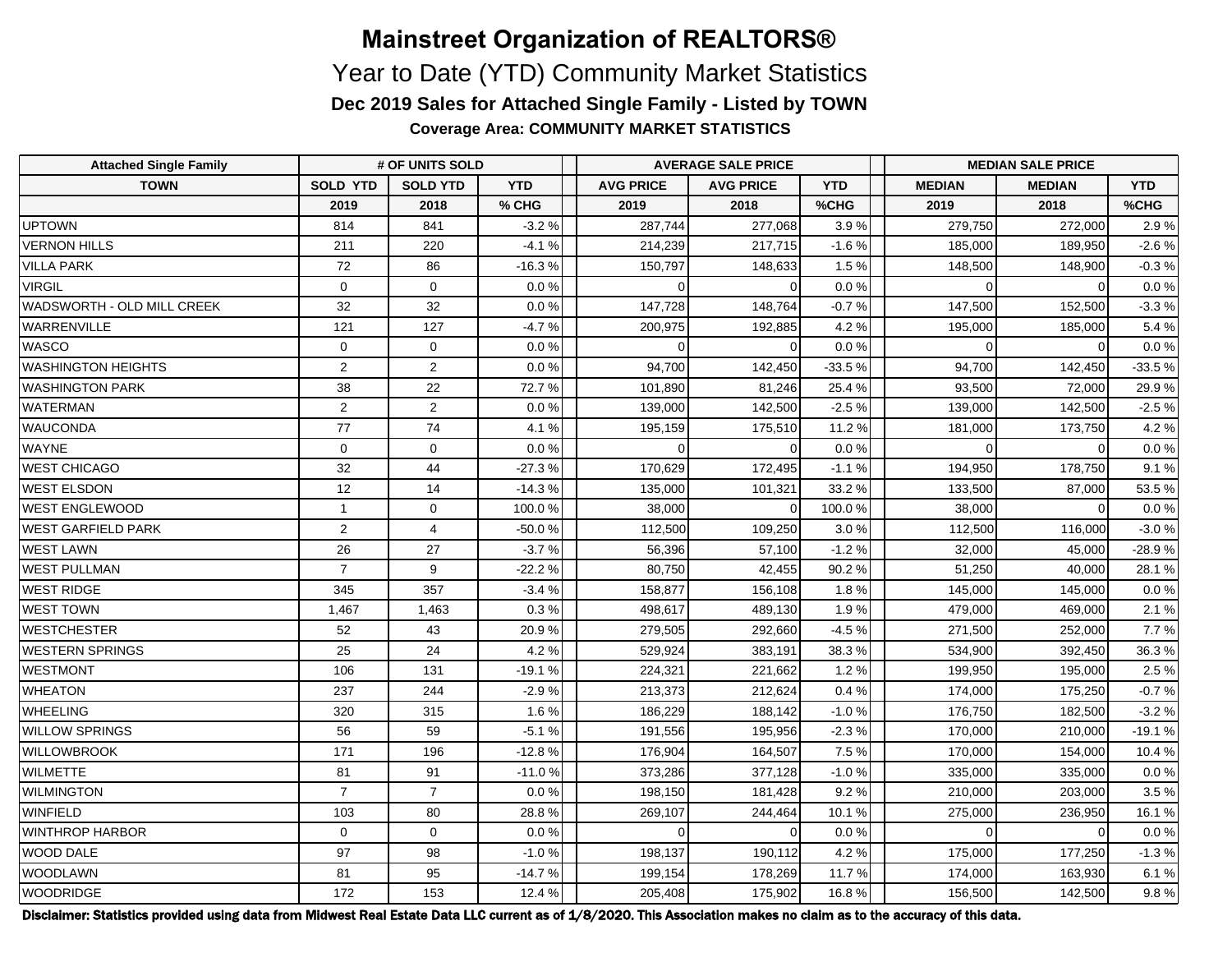# Mainstreet Organization of REALTORS®

## Year to Date (YTD) Community Market Statistics

### Dec 2019 Sales for Attached Single Family - Listed by TOWN

**Coverage Area: COMMUNITY MARKET STATISTICS**

| Attached Single Family | # OF UNITS SOLD | | | AVERAGE SALE PRICE | | | MEDIAN SALE PRICE | | |
|---|---|---|---|---|---|---|---|---|---|
| TOWN | SOLD YTD | SOLD YTD | YTD | AVG PRICE | AVG PRICE | YTD | MEDIAN | MEDIAN | YTD |
| | 2019 | 2018 | % CHG | 2019 | 2018 | %CHG | 2019 | 2018 | %CHG |
| UPTOWN | 814 | 841 | -3.2 % | 287,744 | 277,068 | 3.9 % | 279,750 | 272,000 | 2.9 % |
| VERNON HILLS | 211 | 220 | -4.1 % | 214,239 | 217,715 | -1.6 % | 185,000 | 189,950 | -2.6 % |
| VILLA PARK | 72 | 86 | -16.3 % | 150,797 | 148,633 | 1.5 % | 148,500 | 148,900 | -0.3 % |
| VIRGIL | 0 | 0 | 0.0 % | 0 | 0 | 0.0 % | 0 | 0 | 0.0 % |
| WADSWORTH - OLD MILL CREEK | 32 | 32 | 0.0 % | 147,728 | 148,764 | -0.7 % | 147,500 | 152,500 | -3.3 % |
| WARRENVILLE | 121 | 127 | -4.7 % | 200,975 | 192,885 | 4.2 % | 195,000 | 185,000 | 5.4 % |
| WASCO | 0 | 0 | 0.0 % | 0 | 0 | 0.0 % | 0 | 0 | 0.0 % |
| WASHINGTON HEIGHTS | 2 | 2 | 0.0 % | 94,700 | 142,450 | -33.5 % | 94,700 | 142,450 | -33.5 % |
| WASHINGTON PARK | 38 | 22 | 72.7 % | 101,890 | 81,246 | 25.4 % | 93,500 | 72,000 | 29.9 % |
| WATERMAN | 2 | 2 | 0.0 % | 139,000 | 142,500 | -2.5 % | 139,000 | 142,500 | -2.5 % |
| WAUCONDA | 77 | 74 | 4.1 % | 195,159 | 175,510 | 11.2 % | 181,000 | 173,750 | 4.2 % |
| WAYNE | 0 | 0 | 0.0 % | 0 | 0 | 0.0 % | 0 | 0 | 0.0 % |
| WEST CHICAGO | 32 | 44 | -27.3 % | 170,629 | 172,495 | -1.1 % | 194,950 | 178,750 | 9.1 % |
| WEST ELSDON | 12 | 14 | -14.3 % | 135,000 | 101,321 | 33.2 % | 133,500 | 87,000 | 53.5 % |
| WEST ENGLEWOOD | 1 | 0 | 100.0 % | 38,000 | 0 | 100.0 % | 38,000 | 0 | 0.0 % |
| WEST GARFIELD PARK | 2 | 4 | -50.0 % | 112,500 | 109,250 | 3.0 % | 112,500 | 116,000 | -3.0 % |
| WEST LAWN | 26 | 27 | -3.7 % | 56,396 | 57,100 | -1.2 % | 32,000 | 45,000 | -28.9 % |
| WEST PULLMAN | 7 | 9 | -22.2 % | 80,750 | 42,455 | 90.2 % | 51,250 | 40,000 | 28.1 % |
| WEST RIDGE | 345 | 357 | -3.4 % | 158,877 | 156,108 | 1.8 % | 145,000 | 145,000 | 0.0 % |
| WEST TOWN | 1,467 | 1,463 | 0.3 % | 498,617 | 489,130 | 1.9 % | 479,000 | 469,000 | 2.1 % |
| WESTCHESTER | 52 | 43 | 20.9 % | 279,505 | 292,660 | -4.5 % | 271,500 | 252,000 | 7.7 % |
| WESTERN SPRINGS | 25 | 24 | 4.2 % | 529,924 | 383,191 | 38.3 % | 534,900 | 392,450 | 36.3 % |
| WESTMONT | 106 | 131 | -19.1 % | 224,321 | 221,662 | 1.2 % | 199,950 | 195,000 | 2.5 % |
| WHEATON | 237 | 244 | -2.9 % | 213,373 | 212,624 | 0.4 % | 174,000 | 175,250 | -0.7 % |
| WHEELING | 320 | 315 | 1.6 % | 186,229 | 188,142 | -1.0 % | 176,750 | 182,500 | -3.2 % |
| WILLOW SPRINGS | 56 | 59 | -5.1 % | 191,556 | 195,956 | -2.3 % | 170,000 | 210,000 | -19.1 % |
| WILLOWBROOK | 171 | 196 | -12.8 % | 176,904 | 164,507 | 7.5 % | 170,000 | 154,000 | 10.4 % |
| WILMETTE | 81 | 91 | -11.0 % | 373,286 | 377,128 | -1.0 % | 335,000 | 335,000 | 0.0 % |
| WILMINGTON | 7 | 7 | 0.0 % | 198,150 | 181,428 | 9.2 % | 210,000 | 203,000 | 3.5 % |
| WINFIELD | 103 | 80 | 28.8 % | 269,107 | 244,464 | 10.1 % | 275,000 | 236,950 | 16.1 % |
| WINTHROP HARBOR | 0 | 0 | 0.0 % | 0 | 0 | 0.0 % | 0 | 0 | 0.0 % |
| WOOD DALE | 97 | 98 | -1.0 % | 198,137 | 190,112 | 4.2 % | 175,000 | 177,250 | -1.3 % |
| WOODLAWN | 81 | 95 | -14.7 % | 199,154 | 178,269 | 11.7 % | 174,000 | 163,930 | 6.1 % |
| WOODRIDGE | 172 | 153 | 12.4 % | 205,408 | 175,902 | 16.8 % | 156,500 | 142,500 | 9.8 % |

**Disclaimer: Statistics provided using data from Midwest Real Estate Data LLC current as of 1/8/2020. This Association makes no claim as to the accuracy of this data.**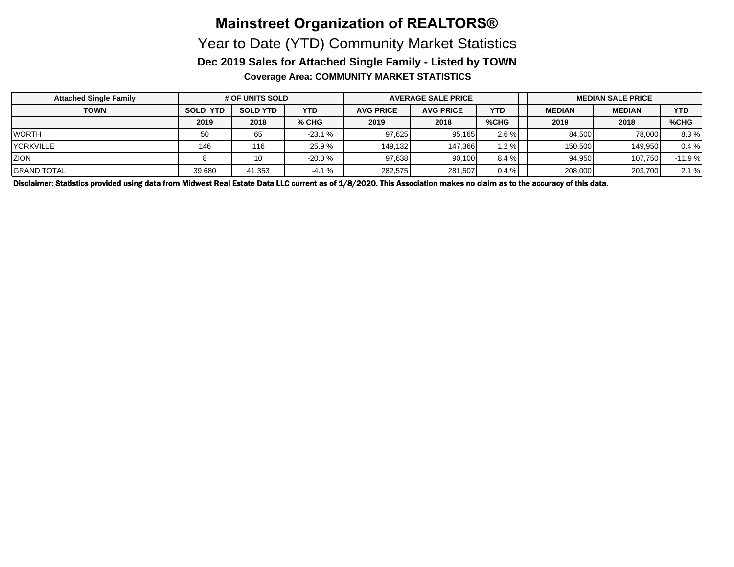# Mainstreet Organization of REALTORS®

## Year to Date (YTD) Community Market Statistics

### Dec 2019 Sales for Attached Single Family - Listed by TOWN

**Coverage Area: COMMUNITY MARKET STATISTICS**

| Attached Single Family | # OF UNITS SOLD | | | AVERAGE SALE PRICE | | | MEDIAN SALE PRICE | | |
|---|---|---|---|---|---|---|---|---|---|
| TOWN | SOLD YTD | SOLD YTD | YTD | AVG PRICE | AVG PRICE | YTD | MEDIAN | MEDIAN | YTD |
| | 2019 | 2018 | % CHG | 2019 | 2018 | %CHG | 2019 | 2018 | %CHG |
| WORTH | 50 | 65 | -23.1 % | 97,625 | 95,165 | 2.6 % | 84,500 | 78,000 | 8.3 % |
| YORKVILLE | 146 | 116 | 25.9 % | 149,132 | 147,366 | 1.2 % | 150,500 | 149,950 | 0.4 % |
| ZION | 8 | 10 | -20.0 % | 97,638 | 90,100 | 8.4 % | 94,950 | 107,750 | -11.9 % |
| GRAND TOTAL | 39,680 | 41,353 | -4.1 % | 282,575 | 281,507 | 0.4 % | 208,000 | 203,700 | 2.1 % |

**Disclaimer: Statistics provided using data from Midwest Real Estate Data LLC current as of 1/8/2020. This Association makes no claim as to the accuracy of this data.**